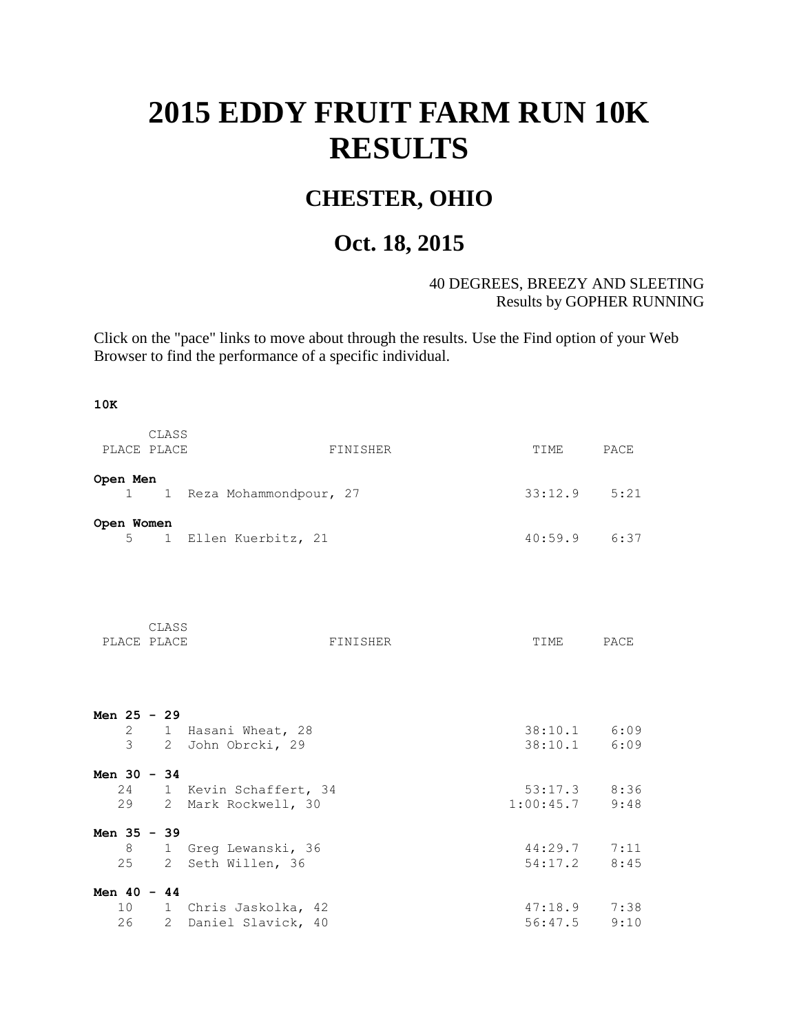# 2015 EDDY FRUIT FARM RUN 10K RESULTS

## CHESTER, OHIO

## Oct. 18, 2015

40 DEGREES, BREEZY AND SLEETING
Results by GOPHER RUNNING

Click on the "pace" links to move about through the results. Use the Find option of your Web Browser to find the performance of a specific individual.

**10K**

| PLACE | CLASS PLACE | FINISHER | TIME | PACE |
|---|---|---|---|---|
| **Open Men** | | | | |
| 1 | 1 | Reza Mohammondpour, 27 | 33:12.9 | 5:21 |
| **Open Women** | | | | |
| 5 | 1 | Ellen Kuerbitz, 21 | 40:59.9 | 6:37 |

| PLACE | CLASS PLACE | FINISHER | TIME | PACE |
|---|---|---|---|---|
| **Men 25 - 29** | | | | |
| 2 | 1 | Hasani Wheat, 28 | 38:10.1 | 6:09 |
| 3 | 2 | John Obrcki, 29 | 38:10.1 | 6:09 |
| **Men 30 - 34** | | | | |
| 24 | 1 | Kevin Schaffert, 34 | 53:17.3 | 8:36 |
| 29 | 2 | Mark Rockwell, 30 | 1:00:45.7 | 9:48 |
| **Men 35 - 39** | | | | |
| 8 | 1 | Greg Lewanski, 36 | 44:29.7 | 7:11 |
| 25 | 2 | Seth Willen, 36 | 54:17.2 | 8:45 |
| **Men 40 - 44** | | | | |
| 10 | 1 | Chris Jaskolka, 42 | 47:18.9 | 7:38 |
| 26 | 2 | Daniel Slavick, 40 | 56:47.5 | 9:10 |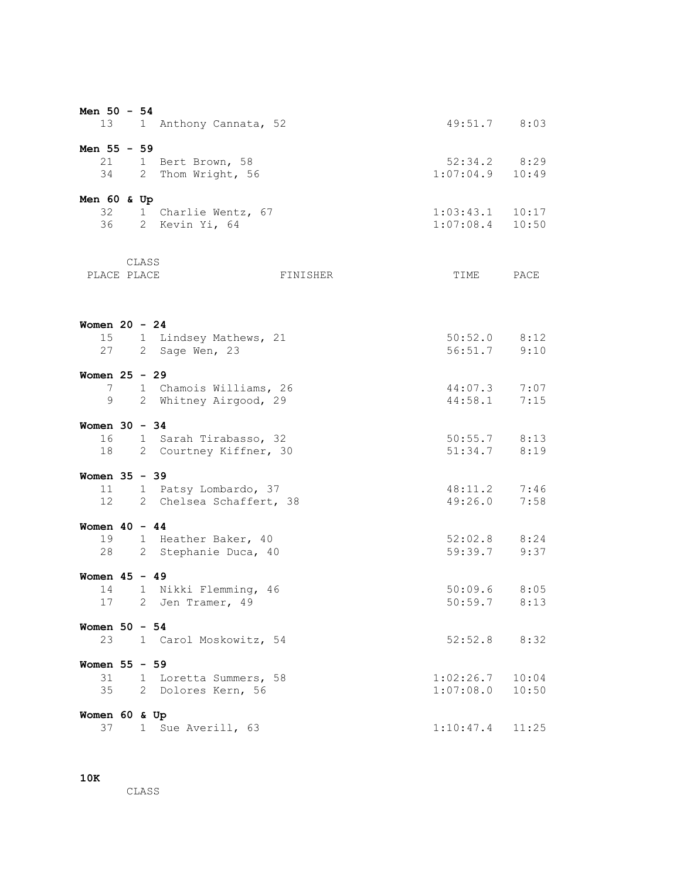**Men 50 - 54**

| PLACE | CLASS PLACE | FINISHER | TIME | PACE |
|---|---|---|---|---|
| 13 | 1 | Anthony Cannata, 52 | 49:51.7 | 8:03 |

**Men 55 - 59**

| PLACE | CLASS PLACE | FINISHER | TIME | PACE |
|---|---|---|---|---|
| 21 | 1 | Bert Brown, 58 | 52:34.2 | 8:29 |
| 34 | 2 | Thom Wright, 56 | 1:07:04.9 | 10:49 |

**Men 60 & Up**

| PLACE | CLASS PLACE | FINISHER | TIME | PACE |
|---|---|---|---|---|
| 32 | 1 | Charlie Wentz, 67 | 1:03:43.1 | 10:17 |
| 36 | 2 | Kevin Yi, 64 | 1:07:08.4 | 10:50 |

**Women 20 - 24**

| PLACE | CLASS PLACE | FINISHER | TIME | PACE |
|---|---|---|---|---|
| 15 | 1 | Lindsey Mathews, 21 | 50:52.0 | 8:12 |
| 27 | 2 | Sage Wen, 23 | 56:51.7 | 9:10 |

**Women 25 - 29**

| PLACE | CLASS PLACE | FINISHER | TIME | PACE |
|---|---|---|---|---|
| 7 | 1 | Chamois Williams, 26 | 44:07.3 | 7:07 |
| 9 | 2 | Whitney Airgood, 29 | 44:58.1 | 7:15 |

**Women 30 - 34**

| PLACE | CLASS PLACE | FINISHER | TIME | PACE |
|---|---|---|---|---|
| 16 | 1 | Sarah Tirabasso, 32 | 50:55.7 | 8:13 |
| 18 | 2 | Courtney Kiffner, 30 | 51:34.7 | 8:19 |

**Women 35 - 39**

| PLACE | CLASS PLACE | FINISHER | TIME | PACE |
|---|---|---|---|---|
| 11 | 1 | Patsy Lombardo, 37 | 48:11.2 | 7:46 |
| 12 | 2 | Chelsea Schaffert, 38 | 49:26.0 | 7:58 |

**Women 40 - 44**

| PLACE | CLASS PLACE | FINISHER | TIME | PACE |
|---|---|---|---|---|
| 19 | 1 | Heather Baker, 40 | 52:02.8 | 8:24 |
| 28 | 2 | Stephanie Duca, 40 | 59:39.7 | 9:37 |

**Women 45 - 49**

| PLACE | CLASS PLACE | FINISHER | TIME | PACE |
|---|---|---|---|---|
| 14 | 1 | Nikki Flemming, 46 | 50:09.6 | 8:05 |
| 17 | 2 | Jen Tramer, 49 | 50:59.7 | 8:13 |

**Women 50 - 54**

| PLACE | CLASS PLACE | FINISHER | TIME | PACE |
|---|---|---|---|---|
| 23 | 1 | Carol Moskowitz, 54 | 52:52.8 | 8:32 |

**Women 55 - 59**

| PLACE | CLASS PLACE | FINISHER | TIME | PACE |
|---|---|---|---|---|
| 31 | 1 | Loretta Summers, 58 | 1:02:26.7 | 10:04 |
| 35 | 2 | Dolores Kern, 56 | 1:07:08.0 | 10:50 |

**Women 60 & Up**

| PLACE | CLASS PLACE | FINISHER | TIME | PACE |
|---|---|---|---|---|
| 37 | 1 | Sue Averill, 63 | 1:10:47.4 | 11:25 |

**10K**

CLASS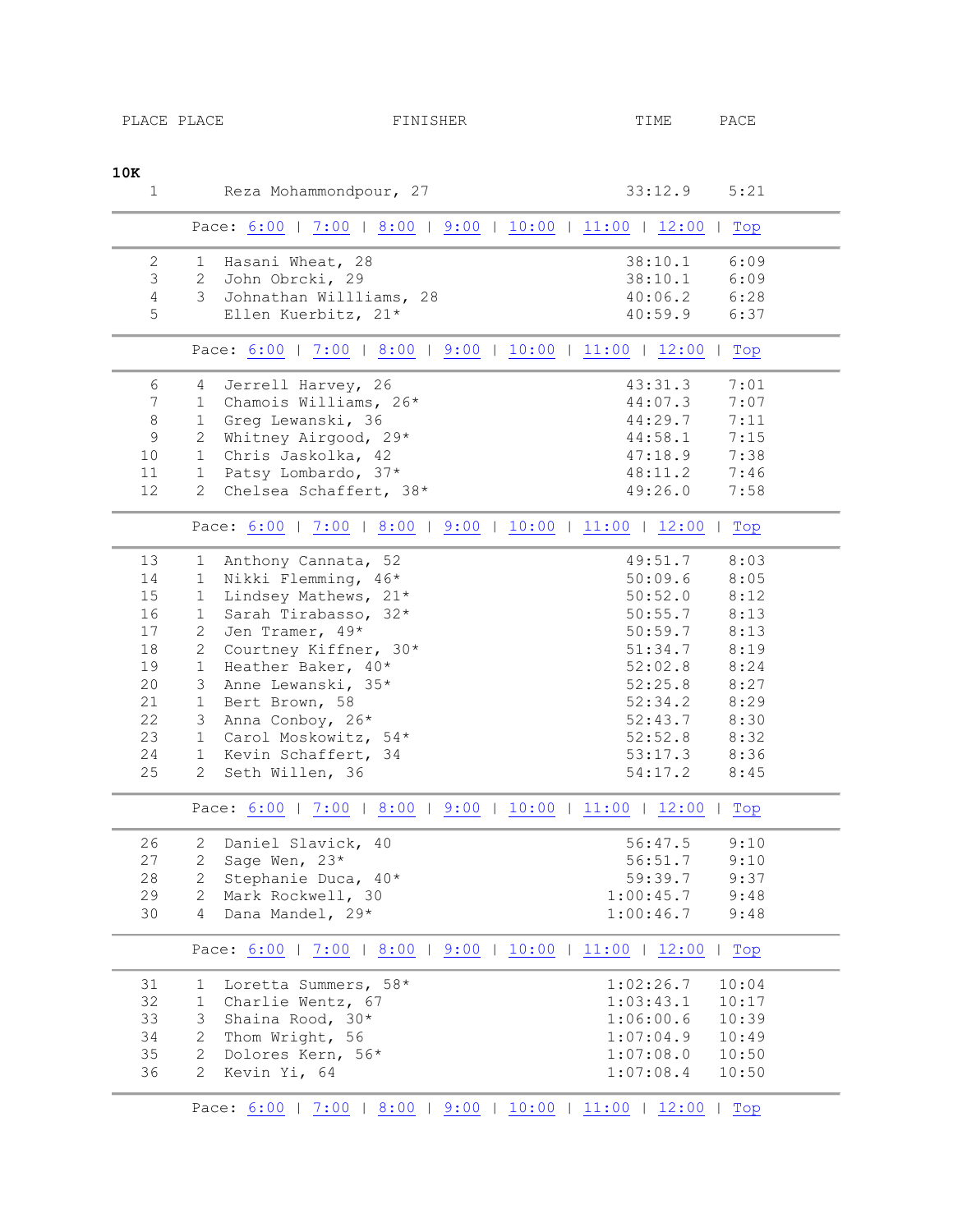| PLACE | PLACE | FINISHER | TIME | PACE |
|---|---|---|---|---|

**10K**

| PLACE | PLACE | FINISHER | TIME | PACE |
|---|---|---|---|---|
| 1 | | Reza Mohammondpour, 27 | 33:12.9 | 5:21 |

Pace: 6:00 | 7:00 | 8:00 | 9:00 | 10:00 | 11:00 | 12:00 | Top

| PLACE | PLACE | FINISHER | TIME | PACE |
|---|---|---|---|---|
| 2 | 1 | Hasani Wheat, 28 | 38:10.1 | 6:09 |
| 3 | 2 | John Obrcki, 29 | 38:10.1 | 6:09 |
| 4 | 3 | Johnathan Willliams, 28 | 40:06.2 | 6:28 |
| 5 | | Ellen Kuerbitz, 21* | 40:59.9 | 6:37 |

Pace: 6:00 | 7:00 | 8:00 | 9:00 | 10:00 | 11:00 | 12:00 | Top

| PLACE | PLACE | FINISHER | TIME | PACE |
|---|---|---|---|---|
| 6 | 4 | Jerrell Harvey, 26 | 43:31.3 | 7:01 |
| 7 | 1 | Chamois Williams, 26* | 44:07.3 | 7:07 |
| 8 | 1 | Greg Lewanski, 36 | 44:29.7 | 7:11 |
| 9 | 2 | Whitney Airgood, 29* | 44:58.1 | 7:15 |
| 10 | 1 | Chris Jaskolka, 42 | 47:18.9 | 7:38 |
| 11 | 1 | Patsy Lombardo, 37* | 48:11.2 | 7:46 |
| 12 | 2 | Chelsea Schaffert, 38* | 49:26.0 | 7:58 |

Pace: 6:00 | 7:00 | 8:00 | 9:00 | 10:00 | 11:00 | 12:00 | Top

| PLACE | PLACE | FINISHER | TIME | PACE |
|---|---|---|---|---|
| 13 | 1 | Anthony Cannata, 52 | 49:51.7 | 8:03 |
| 14 | 1 | Nikki Flemming, 46* | 50:09.6 | 8:05 |
| 15 | 1 | Lindsey Mathews, 21* | 50:52.0 | 8:12 |
| 16 | 1 | Sarah Tirabasso, 32* | 50:55.7 | 8:13 |
| 17 | 2 | Jen Tramer, 49* | 50:59.7 | 8:13 |
| 18 | 2 | Courtney Kiffner, 30* | 51:34.7 | 8:19 |
| 19 | 1 | Heather Baker, 40* | 52:02.8 | 8:24 |
| 20 | 3 | Anne Lewanski, 35* | 52:25.8 | 8:27 |
| 21 | 1 | Bert Brown, 58 | 52:34.2 | 8:29 |
| 22 | 3 | Anna Conboy, 26* | 52:43.7 | 8:30 |
| 23 | 1 | Carol Moskowitz, 54* | 52:52.8 | 8:32 |
| 24 | 1 | Kevin Schaffert, 34 | 53:17.3 | 8:36 |
| 25 | 2 | Seth Willen, 36 | 54:17.2 | 8:45 |

Pace: 6:00 | 7:00 | 8:00 | 9:00 | 10:00 | 11:00 | 12:00 | Top

| PLACE | PLACE | FINISHER | TIME | PACE |
|---|---|---|---|---|
| 26 | 2 | Daniel Slavick, 40 | 56:47.5 | 9:10 |
| 27 | 2 | Sage Wen, 23* | 56:51.7 | 9:10 |
| 28 | 2 | Stephanie Duca, 40* | 59:39.7 | 9:37 |
| 29 | 2 | Mark Rockwell, 30 | 1:00:45.7 | 9:48 |
| 30 | 4 | Dana Mandel, 29* | 1:00:46.7 | 9:48 |

Pace: 6:00 | 7:00 | 8:00 | 9:00 | 10:00 | 11:00 | 12:00 | Top

| PLACE | PLACE | FINISHER | TIME | PACE |
|---|---|---|---|---|
| 31 | 1 | Loretta Summers, 58* | 1:02:26.7 | 10:04 |
| 32 | 1 | Charlie Wentz, 67 | 1:03:43.1 | 10:17 |
| 33 | 3 | Shaina Rood, 30* | 1:06:00.6 | 10:39 |
| 34 | 2 | Thom Wright, 56 | 1:07:04.9 | 10:49 |
| 35 | 2 | Dolores Kern, 56* | 1:07:08.0 | 10:50 |
| 36 | 2 | Kevin Yi, 64 | 1:07:08.4 | 10:50 |

Pace: 6:00 | 7:00 | 8:00 | 9:00 | 10:00 | 11:00 | 12:00 | Top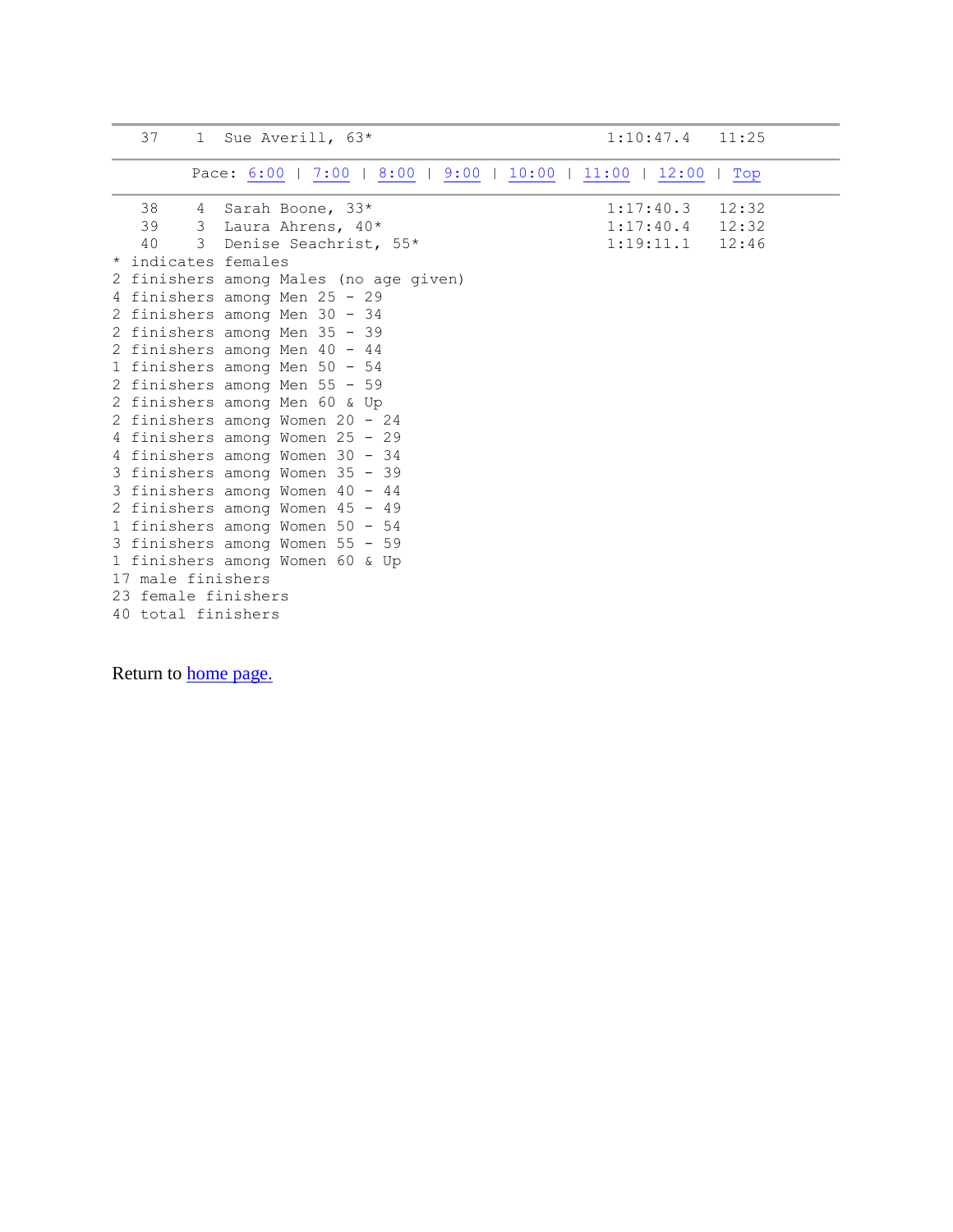| | | | | |
|---|---|---|---|---|
| 37 | 1 | Sue Averill, 63* | 1:10:47.4 | 11:25 |

Pace: 6:00 | 7:00 | 8:00 | 9:00 | 10:00 | 11:00 | 12:00 | Top

| | | | | |
|---|---|---|---|---|
| 38 | 4 | Sarah Boone, 33* | 1:17:40.3 | 12:32 |
| 39 | 3 | Laura Ahrens, 40* | 1:17:40.4 | 12:32 |
| 40 | 3 | Denise Seachrist, 55* | 1:19:11.1 | 12:46 |

```
* indicates females
2 finishers among Males (no age given)
4 finishers among Men 25 - 29
2 finishers among Men 30 - 34
2 finishers among Men 35 - 39
2 finishers among Men 40 - 44
1 finishers among Men 50 - 54
2 finishers among Men 55 - 59
2 finishers among Men 60 & Up
2 finishers among Women 20 - 24
4 finishers among Women 25 - 29
4 finishers among Women 30 - 34
3 finishers among Women 35 - 39
3 finishers among Women 40 - 44
2 finishers among Women 45 - 49
1 finishers among Women 50 - 54
3 finishers among Women 55 - 59
1 finishers among Women 60 & Up
17 male finishers
23 female finishers
40 total finishers
```

Return to home page.